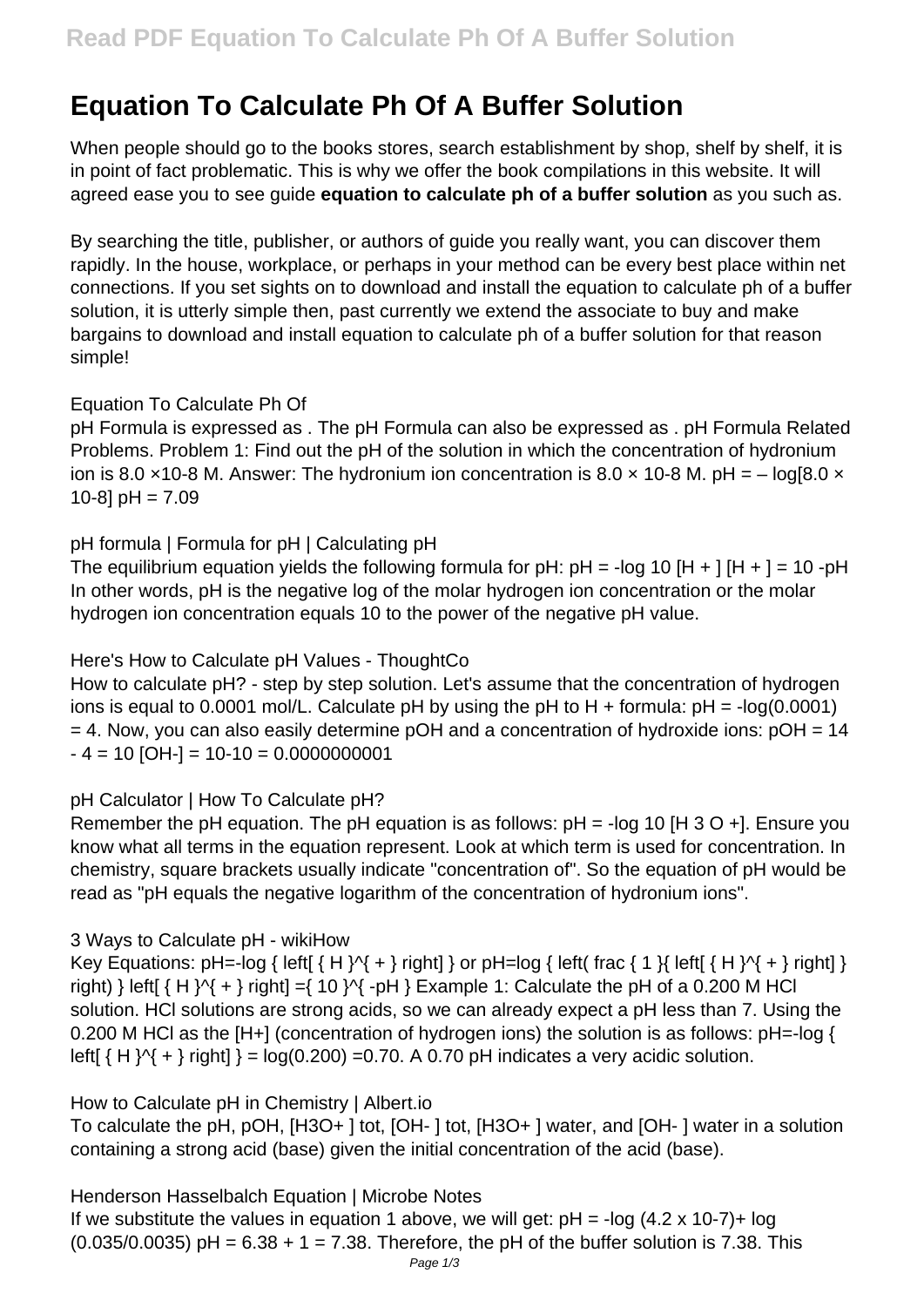# Equation To Calculate Ph Of A Buffer Solution

When people should go to the books stores, search establishment by shop, shelf by shelf, it is in point of fact problematic. This is why we offer the book compilations in this website. It will agreed ease you to see guide **equation to calculate ph of a buffer solution** as you such as.

By searching the title, publisher, or authors of guide you really want, you can discover them rapidly. In the house, workplace, or perhaps in your method can be every best place within net connections. If you set sights on to download and install the equation to calculate ph of a buffer solution, it is utterly simple then, past currently we extend the associate to buy and make bargains to download and install equation to calculate ph of a buffer solution for that reason simple!

Equation To Calculate Ph Of

pH Formula is expressed as . The pH Formula can also be expressed as . pH Formula Related Problems. Problem 1: Find out the pH of the solution in which the concentration of hydronium ion is 8.0 ×10-8 M. Answer: The hydronium ion concentration is 8.0 × 10-8 M. pH = – log[8.0 × 10-8] pH = 7.09

pH formula | Formula for pH | Calculating pH

The equilibrium equation yields the following formula for pH: pH = -log 10 [H + ] [H + ] = 10 -pH In other words, pH is the negative log of the molar hydrogen ion concentration or the molar hydrogen ion concentration equals 10 to the power of the negative pH value.

Here's How to Calculate pH Values - ThoughtCo

How to calculate pH? - step by step solution. Let's assume that the concentration of hydrogen ions is equal to 0.0001 mol/L. Calculate pH by using the pH to H + formula: pH = -log(0.0001) = 4. Now, you can also easily determine pOH and a concentration of hydroxide ions: pOH = 14 - 4 = 10 [OH-] = 10-10 = 0.0000000001

pH Calculator | How To Calculate pH?

Remember the pH equation. The pH equation is as follows: pH = -log 10 [H 3 O +]. Ensure you know what all terms in the equation represent. Look at which term is used for concentration. In chemistry, square brackets usually indicate "concentration of". So the equation of pH would be read as "pH equals the negative logarithm of the concentration of hydronium ions".

3 Ways to Calculate pH - wikiHow

Key Equations: pH=-log { left[ { H }^{ + } right] } or pH=log { left( frac { 1 }{ left[ { H }^{ + } right] } right) } left[ { H }^{ + } right] ={ 10 }^{ -pH } Example 1: Calculate the pH of a 0.200 M HCl solution. HCl solutions are strong acids, so we can already expect a pH less than 7. Using the 0.200 M HCl as the [H+] (concentration of hydrogen ions) the solution is as follows: pH=-log { left[ { H }^{ + } right] } = log(0.200) =0.70. A 0.70 pH indicates a very acidic solution.

How to Calculate pH in Chemistry | Albert.io

To calculate the pH, pOH, [H3O+ ] tot, [OH- ] tot, [H3O+ ] water, and [OH- ] water in a solution containing a strong acid (base) given the initial concentration of the acid (base).

Henderson Hasselbalch Equation | Microbe Notes

If we substitute the values in equation 1 above, we will get: pH = -log (4.2 x 10-7)+ log (0.035/0.0035) pH = 6.38 + 1 = 7.38. Therefore, the pH of the buffer solution is 7.38. This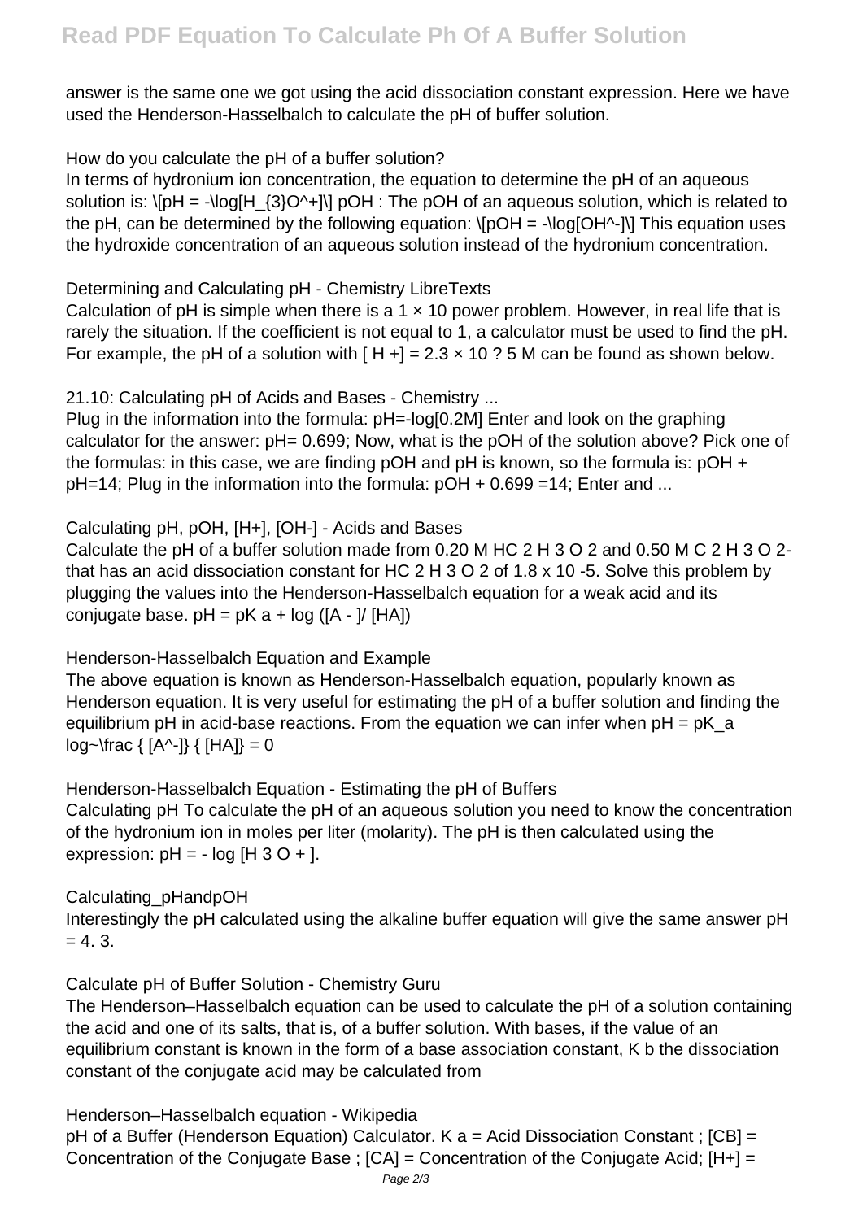answer is the same one we got using the acid dissociation constant expression. Here we have used the Henderson-Hasselbalch to calculate the pH of buffer solution.

How do you calculate the pH of a buffer solution?

In terms of hydronium ion concentration, the equation to determine the pH of an aqueous solution is: $pH = -\log[H_{3}O^+]$ pOH : The pOH of an aqueous solution, which is related to the pH, can be determined by the following equation: $pOH = -\log[OH^-]$ This equation uses the hydroxide concentration of an aqueous solution instead of the hydronium concentration.

Determining and Calculating pH - Chemistry LibreTexts

Calculation of pH is simple when there is a $1 \times 10$ power problem. However, in real life that is rarely the situation. If the coefficient is not equal to 1, a calculator must be used to find the pH. For example, the pH of a solution with $[H^+] = 2.3 \times 10$ ? 5 M can be found as shown below.

21.10: Calculating pH of Acids and Bases - Chemistry ...

Plug in the information into the formula: pH=-log[0.2M] Enter and look on the graphing calculator for the answer: pH= 0.699; Now, what is the pOH of the solution above? Pick one of the formulas: in this case, we are finding pOH and pH is known, so the formula is: pOH + pH=14; Plug in the information into the formula: pOH + 0.699 =14; Enter and ...

Calculating pH, pOH, [H+], [OH-] - Acids and Bases

Calculate the pH of a buffer solution made from 0.20 M $HC_2H_3O_2$ and 0.50 M $C_2H_3O_2^-$ that has an acid dissociation constant for $HC_2H_3O_2$ of $1.8 \times 10^{-5}$. Solve this problem by plugging the values into the Henderson-Hasselbalch equation for a weak acid and its conjugate base. $pH = pK_a + \log([A^-]/[HA])$

Henderson-Hasselbalch Equation and Example

The above equation is known as Henderson-Hasselbalch equation, popularly known as Henderson equation. It is very useful for estimating the pH of a buffer solution and finding the equilibrium pH in acid-base reactions. From the equation we can infer when $pH = pK_a$ $\log~\frac{[A^-]}{[HA]} = 0$

Henderson-Hasselbalch Equation - Estimating the pH of Buffers

Calculating pH To calculate the pH of an aqueous solution you need to know the concentration of the hydronium ion in moles per liter (molarity). The pH is then calculated using the expression: $pH = -\log[H_3O^+]$.

Calculating_pHandpOH

Interestingly the pH calculated using the alkaline buffer equation will give the same answer pH = 4. 3.

Calculate pH of Buffer Solution - Chemistry Guru

The Henderson–Hasselbalch equation can be used to calculate the pH of a solution containing the acid and one of its salts, that is, of a buffer solution. With bases, if the value of an equilibrium constant is known in the form of a base association constant, $K_b$ the dissociation constant of the conjugate acid may be calculated from

Henderson–Hasselbalch equation - Wikipedia

pH of a Buffer (Henderson Equation) Calculator. $K_a$ = Acid Dissociation Constant ; [CB] = Concentration of the Conjugate Base ; [CA] = Concentration of the Conjugate Acid; [H+] =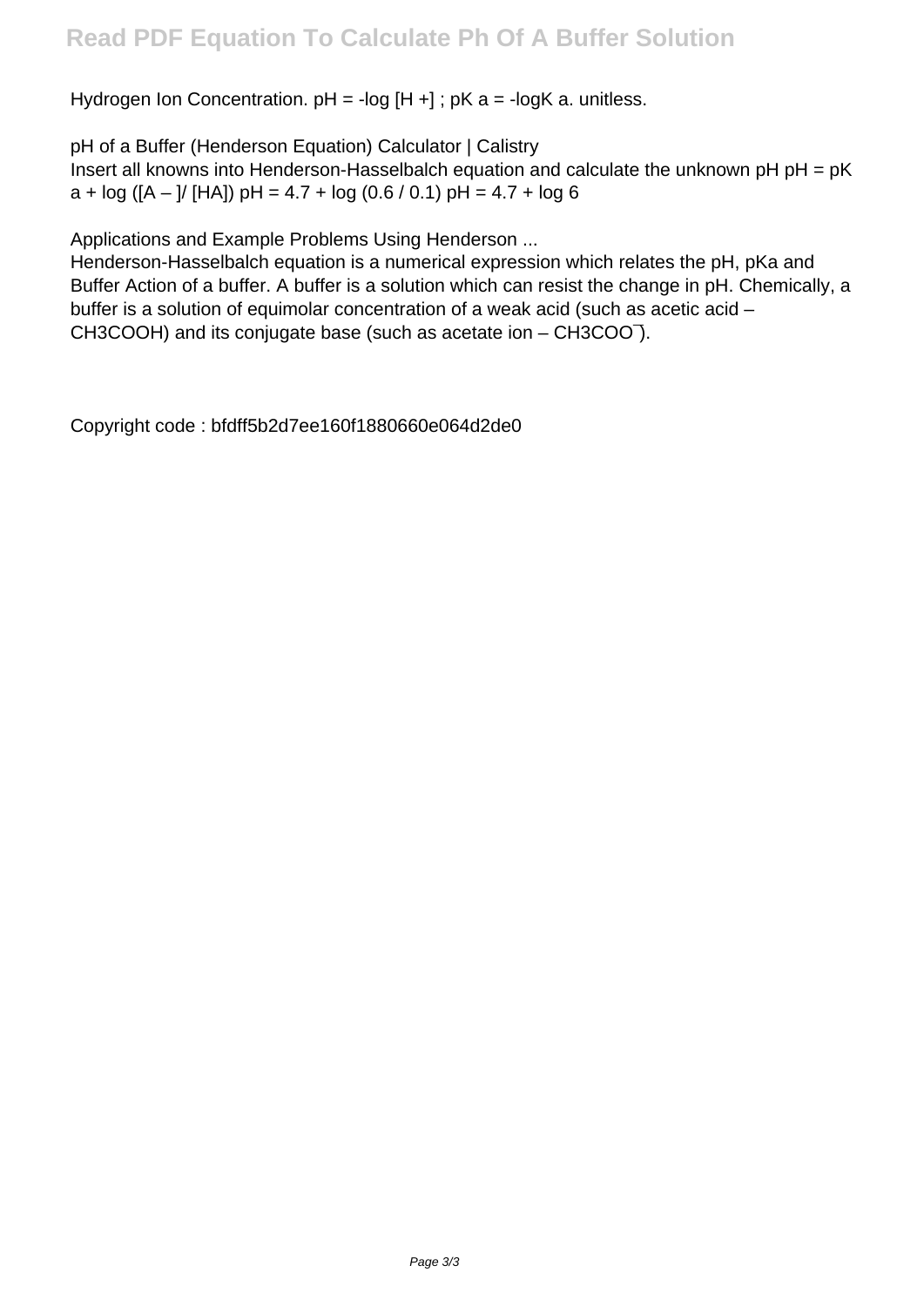Hydrogen Ion Concentration. $pH = -\log [H^+]$ ; $pK_a = -\log K_a$. unitless.

pH of a Buffer (Henderson Equation) Calculator | Calistry
Insert all knowns into Henderson-Hasselbalch equation and calculate the unknown pH $pH = pK_a + \log ([A^-]/[HA])$ $pH = 4.7 + \log (0.6 / 0.1)$ $pH = 4.7 + \log 6$

Applications and Example Problems Using Henderson ...
Henderson-Hasselbalch equation is a numerical expression which relates the pH, pKa and Buffer Action of a buffer. A buffer is a solution which can resist the change in pH. Chemically, a buffer is a solution of equimolar concentration of a weak acid (such as acetic acid – $CH_3COOH$) and its conjugate base (such as acetate ion – $CH_3COO^-$).

Copyright code : bfdff5b2d7ee160f1880660e064d2de0